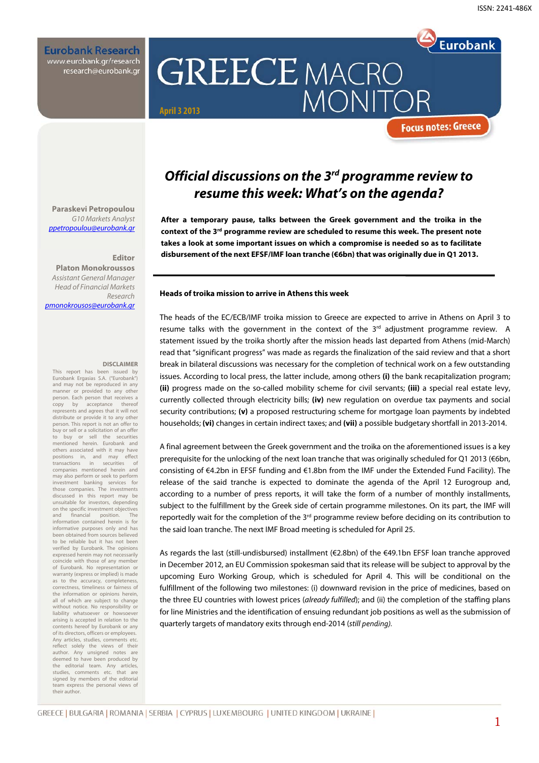ISSN: 2241-486X

Eurobank Research
www.eurobank.gr/research
research@eurobank.gr

# GREECE MACRO MONITOR

April 3 2013

Focus notes: Greece

Paraskevi Petropoulou
*G10 Markets Analyst*
ppetropoulou@eurobank.gr

Editor
Platon Monokroussos
*Assistant General Manager*
*Head of Financial Markets Research*
pmonokrousos@eurobank.gr

**DISCLAIMER**

This report has been issued by Eurobank Ergasias S.A. ("Eurobank") and may not be reproduced in any manner or provided to any other person. Each person that receives a copy by acceptance thereof represents and agrees that it will not distribute or provide it to any other person. This report is not an offer to buy or sell or a solicitation of an offer to buy or sell the securities mentioned herein. Eurobank and others associated with it may have positions in, and may effect transactions in securities of companies mentioned herein and may also perform or seek to perform investment banking services for those companies. The investments discussed in this report may be unsuitable for investors, depending on the specific investment objectives and financial position. The information contained herein is for informative purposes only and has been obtained from sources believed to be reliable but it has not been verified by Eurobank. The opinions expressed herein may not necessarily coincide with those of any member of Eurobank. No representation or warranty (express or implied) is made as to the accuracy, completeness, correctness, timeliness or fairness of the information or opinions herein, all of which are subject to change without notice. No responsibility or liability whatsoever or howsoever arising is accepted in relation to the contents hereof by Eurobank or any of its directors, officers or employees. Any articles, studies, comments etc. reflect solely the views of their author. Any unsigned notes are deemed to have been produced by the editorial team. Any articles, studies, comments etc. that are signed by members of the editorial team express the personal views of their author.

## *Official discussions on the 3rd programme review to resume this week: What's on the agenda?*

**After a temporary pause, talks between the Greek government and the troika in the context of the 3rd programme review are scheduled to resume this week. The present note takes a look at some important issues on which a compromise is needed so as to facilitate disbursement of the next EFSF/IMF loan tranche (€6bn) that was originally due in Q1 2013.**

### Heads of troika mission to arrive in Athens this week

The heads of the EC/ECB/IMF troika mission to Greece are expected to arrive in Athens on April 3 to resume talks with the government in the context of the 3rd adjustment programme review. A statement issued by the troika shortly after the mission heads last departed from Athens (mid-March) read that "significant progress" was made as regards the finalization of the said review and that a short break in bilateral discussions was necessary for the completion of technical work on a few outstanding issues. According to local press, the latter include, among others **(i)** the bank recapitalization program; **(ii)** progress made on the so-called mobility scheme for civil servants; **(iii)** a special real estate levy, currently collected through electricity bills; **(iv)** new regulation on overdue tax payments and social security contributions; **(v)** a proposed restructuring scheme for mortgage loan payments by indebted households; **(vi)** changes in certain indirect taxes; and **(vii)** a possible budgetary shortfall in 2013-2014.

A final agreement between the Greek government and the troika on the aforementioned issues is a key prerequisite for the unlocking of the next loan tranche that was originally scheduled for Q1 2013 (€6bn, consisting of €4.2bn in EFSF funding and €1.8bn from the IMF under the Extended Fund Facility). The release of the said tranche is expected to dominate the agenda of the April 12 Eurogroup and, according to a number of press reports, it will take the form of a number of monthly installments, subject to the fulfillment by the Greek side of certain programme milestones. On its part, the IMF will reportedly wait for the completion of the 3rd programme review before deciding on its contribution to the said loan tranche. The next IMF Broad meeting is scheduled for April 25.

As regards the last (still-undisbursed) installment (€2.8bn) of the €49.1bn EFSF loan tranche approved in December 2012, an EU Commission spokesman said that its release will be subject to approval by the upcoming Euro Working Group, which is scheduled for April 4. This will be conditional on the fulfillment of the following two milestones: (i) downward revision in the price of medicines, based on the three EU countries with lowest prices (*already fulfilled*); and (ii) the completion of the staffing plans for line Ministries and the identification of ensuing redundant job positions as well as the submission of quarterly targets of mandatory exits through end-2014 (*still pending).*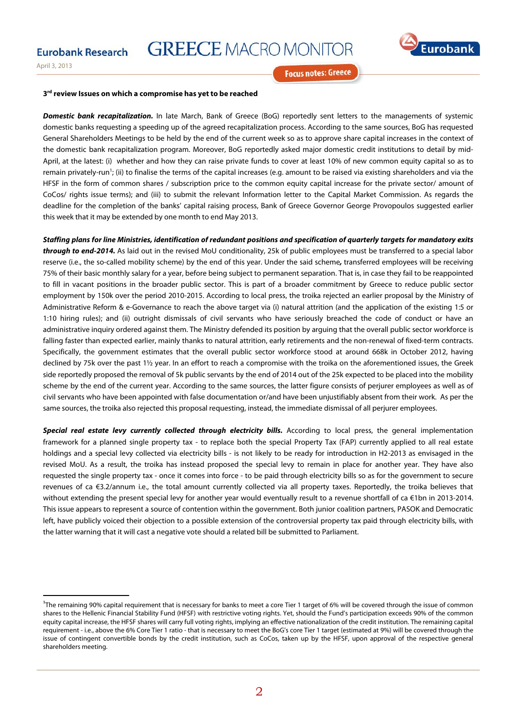**3rd review Issues on which a compromise has yet to be reached**

***Domestic bank recapitalization.*** In late March, Bank of Greece (BoG) reportedly sent letters to the managements of systemic domestic banks requesting a speeding up of the agreed recapitalization process. According to the same sources, BoG has requested General Shareholders Meetings to be held by the end of the current week so as to approve share capital increases in the context of the domestic bank recapitalization program. Moreover, BoG reportedly asked major domestic credit institutions to detail by mid-April, at the latest: (i) whether and how they can raise private funds to cover at least 10% of new common equity capital so as to remain privately-run[1]; (ii) to finalise the terms of the capital increases (e.g. amount to be raised via existing shareholders and via the HFSF in the form of common shares / subscription price to the common equity capital increase for the private sector/ amount of CoCos/ rights issue terms); and (iii) to submit the relevant Information letter to the Capital Market Commission. As regards the deadline for the completion of the banks' capital raising process, Bank of Greece Governor George Provopoulos suggested earlier this week that it may be extended by one month to end May 2013.

***Staffing plans for line Ministries, identification of redundant positions and specification of quarterly targets for mandatory exits through to end-2014.*** As laid out in the revised MoU conditionality, 25k of public employees must be transferred to a special labor reserve (i.e., the so-called mobility scheme) by the end of this year. Under the said scheme**,** transferred employees will be receiving 75% of their basic monthly salary for a year, before being subject to permanent separation. That is, in case they fail to be reappointed to fill in vacant positions in the broader public sector. This is part of a broader commitment by Greece to reduce public sector employment by 150k over the period 2010-2015. According to local press, the troika rejected an earlier proposal by the Ministry of Administrative Reform & e-Governance to reach the above target via (i) natural attrition (and the application of the existing 1:5 or 1:10 hiring rules); and (ii) outright dismissals of civil servants who have seriously breached the code of conduct or have an administrative inquiry ordered against them. The Ministry defended its position by arguing that the overall public sector workforce is falling faster than expected earlier, mainly thanks to natural attrition, early retirements and the non-renewal of fixed-term contracts. Specifically, the government estimates that the overall public sector workforce stood at around 668k in October 2012, having declined by 75k over the past 1½ year. In an effort to reach a compromise with the troika on the aforementioned issues, the Greek side reportedly proposed the removal of 5k public servants by the end of 2014 out of the 25k expected to be placed into the mobility scheme by the end of the current year. According to the same sources, the latter figure consists of perjurer employees as well as of civil servants who have been appointed with false documentation or/and have been unjustifiably absent from their work. As per the same sources, the troika also rejected this proposal requesting, instead, the immediate dismissal of all perjurer employees.

***Special real estate levy currently collected through electricity bills.*** According to local press, the general implementation framework for a planned single property tax - to replace both the special Property Tax (FAP) currently applied to all real estate holdings and a special levy collected via electricity bills - is not likely to be ready for introduction in H2-2013 as envisaged in the revised MoU. As a result, the troika has instead proposed the special levy to remain in place for another year. They have also requested the single property tax - once it comes into force - to be paid through electricity bills so as for the government to secure revenues of ca €3.2/annum i.e., the total amount currently collected via all property taxes. Reportedly, the troika believes that without extending the present special levy for another year would eventually result to a revenue shortfall of ca €1bn in 2013-2014. This issue appears to represent a source of contention within the government. Both junior coalition partners, PASOK and Democratic left, have publicly voiced their objection to a possible extension of the controversial property tax paid through electricity bills, with the latter warning that it will cast a negative vote should a related bill be submitted to Parliament.

---

[1] The remaining 90% capital requirement that is necessary for banks to meet a core Tier 1 target of 6% will be covered through the issue of common shares to the Hellenic Financial Stability Fund (HFSF) with restrictive voting rights. Yet, should the Fund's participation exceeds 90% of the common equity capital increase, the HFSF shares will carry full voting rights, implying an effective nationalization of the credit institution. The remaining capital requirement - i.e., above the 6% Core Tier 1 ratio - that is necessary to meet the BoG's core Tier 1 target (estimated at 9%) will be covered through the issue of contingent convertible bonds by the credit institution, such as CoCos, taken up by the HFSF, upon approval of the respective general shareholders meeting.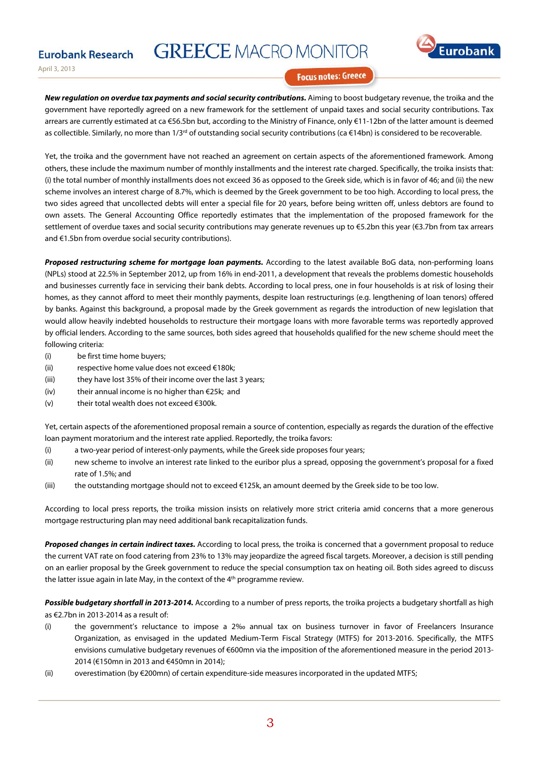**New regulation on overdue tax payments and social security contributions.** Aiming to boost budgetary revenue, the troika and the government have reportedly agreed on a new framework for the settlement of unpaid taxes and social security contributions. Tax arrears are currently estimated at ca €56.5bn but, according to the Ministry of Finance, only €11-12bn of the latter amount is deemed as collectible. Similarly, no more than 1/3rd of outstanding social security contributions (ca €14bn) is considered to be recoverable.

Yet, the troika and the government have not reached an agreement on certain aspects of the aforementioned framework. Among others, these include the maximum number of monthly installments and the interest rate charged. Specifically, the troika insists that: (i) the total number of monthly installments does not exceed 36 as opposed to the Greek side, which is in favor of 46; and (ii) the new scheme involves an interest charge of 8.7%, which is deemed by the Greek government to be too high. According to local press, the two sides agreed that uncollected debts will enter a special file for 20 years, before being written off, unless debtors are found to own assets. The General Accounting Office reportedly estimates that the implementation of the proposed framework for the settlement of overdue taxes and social security contributions may generate revenues up to €5.2bn this year (€3.7bn from tax arrears and €1.5bn from overdue social security contributions).

**Proposed restructuring scheme for mortgage loan payments.** According to the latest available BoG data, non-performing loans (NPLs) stood at 22.5% in September 2012, up from 16% in end-2011, a development that reveals the problems domestic households and businesses currently face in servicing their bank debts. According to local press, one in four households is at risk of losing their homes, as they cannot afford to meet their monthly payments, despite loan restructurings (e.g. lengthening of loan tenors) offered by banks. Against this background, a proposal made by the Greek government as regards the introduction of new legislation that would allow heavily indebted households to restructure their mortgage loans with more favorable terms was reportedly approved by official lenders. According to the same sources, both sides agreed that households qualified for the new scheme should meet the following criteria:

(i) be first time home buyers;
(ii) respective home value does not exceed €180k;
(iii) they have lost 35% of their income over the last 3 years;
(iv) their annual income is no higher than €25k; and
(v) their total wealth does not exceed €300k.

Yet, certain aspects of the aforementioned proposal remain a source of contention, especially as regards the duration of the effective loan payment moratorium and the interest rate applied. Reportedly, the troika favors:

(i) a two-year period of interest-only payments, while the Greek side proposes four years;
(ii) new scheme to involve an interest rate linked to the euribor plus a spread, opposing the government's proposal for a fixed rate of 1.5%; and
(iii) the outstanding mortgage should not to exceed €125k, an amount deemed by the Greek side to be too low.

According to local press reports, the troika mission insists on relatively more strict criteria amid concerns that a more generous mortgage restructuring plan may need additional bank recapitalization funds.

**Proposed changes in certain indirect taxes.** According to local press, the troika is concerned that a government proposal to reduce the current VAT rate on food catering from 23% to 13% may jeopardize the agreed fiscal targets. Moreover, a decision is still pending on an earlier proposal by the Greek government to reduce the special consumption tax on heating oil. Both sides agreed to discuss the latter issue again in late May, in the context of the 4th programme review.

**Possible budgetary shortfall in 2013-2014.** According to a number of press reports, the troika projects a budgetary shortfall as high as €2.7bn in 2013-2014 as a result of:

(i) the government's reluctance to impose a 2‰ annual tax on business turnover in favor of Freelancers Insurance Organization, as envisaged in the updated Medium-Term Fiscal Strategy (MTFS) for 2013-2016. Specifically, the MTFS envisions cumulative budgetary revenues of €600mn via the imposition of the aforementioned measure in the period 2013-2014 (€150mn in 2013 and €450mn in 2014);
(ii) overestimation (by €200mn) of certain expenditure-side measures incorporated in the updated MTFS;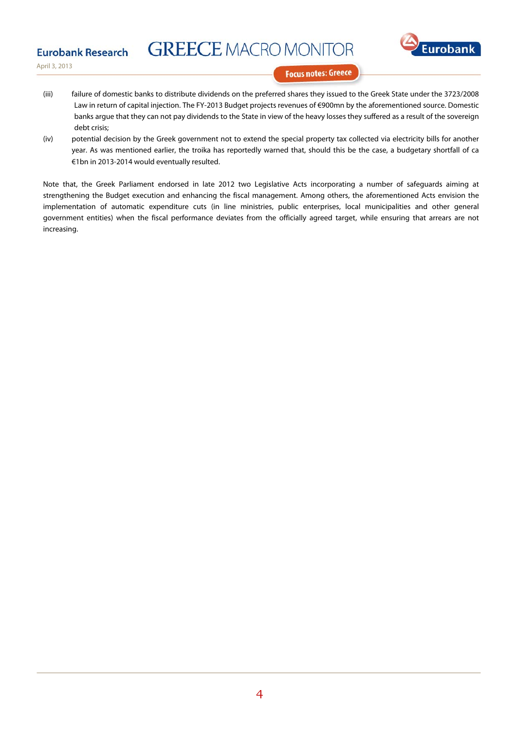(iii) failure of domestic banks to distribute dividends on the preferred shares they issued to the Greek State under the 3723/2008 Law in return of capital injection. The FY-2013 Budget projects revenues of €900mn by the aforementioned source. Domestic banks argue that they can not pay dividends to the State in view of the heavy losses they suffered as a result of the sovereign debt crisis;

(iv) potential decision by the Greek government not to extend the special property tax collected via electricity bills for another year. As was mentioned earlier, the troika has reportedly warned that, should this be the case, a budgetary shortfall of ca €1bn in 2013-2014 would eventually resulted.

Note that, the Greek Parliament endorsed in late 2012 two Legislative Acts incorporating a number of safeguards aiming at strengthening the Budget execution and enhancing the fiscal management. Among others, the aforementioned Acts envision the implementation of automatic expenditure cuts (in line ministries, public enterprises, local municipalities and other general government entities) when the fiscal performance deviates from the officially agreed target, while ensuring that arrears are not increasing.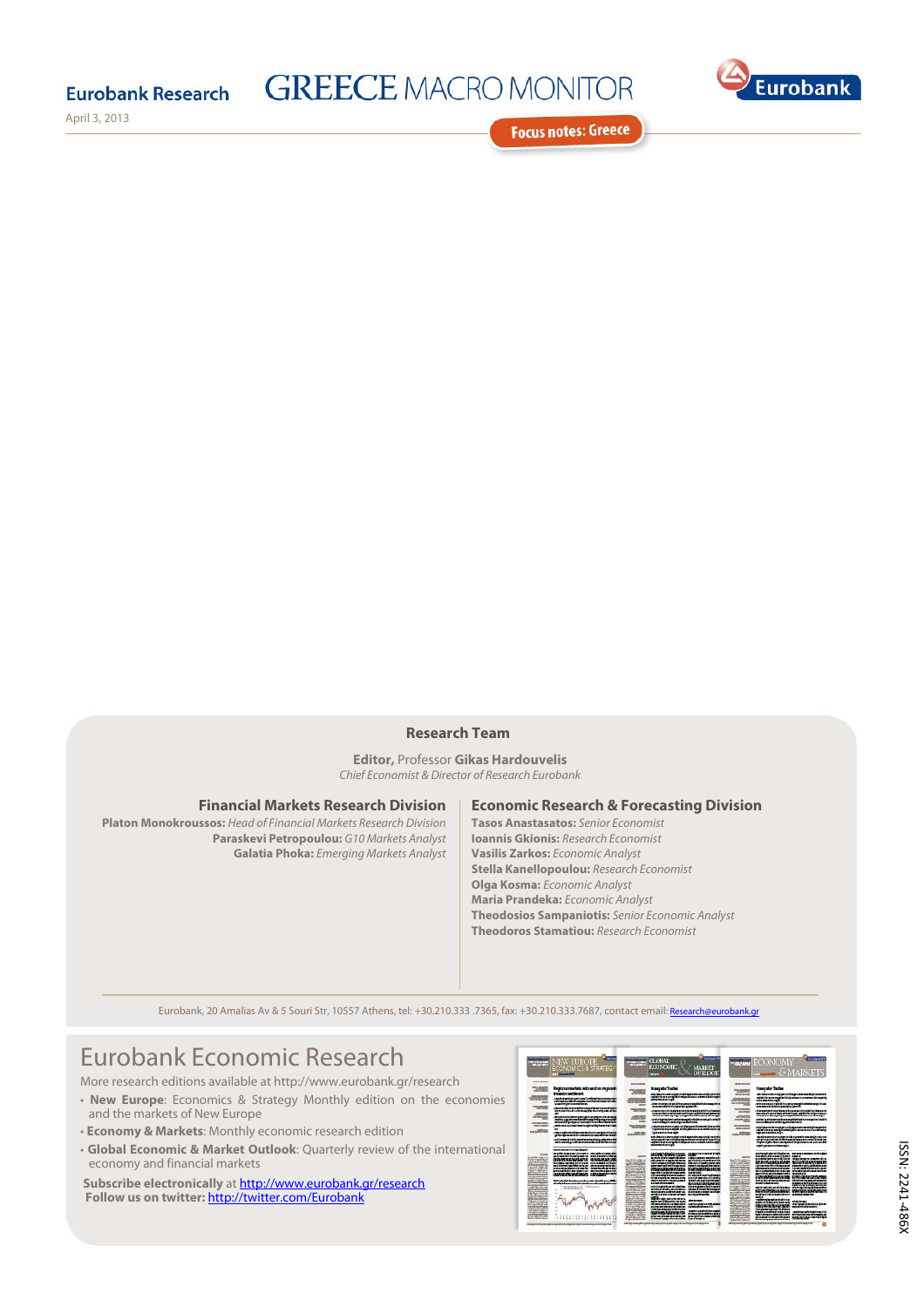**Research Team**

**Editor,** Professor **Gikas Hardouvelis**
*Chief Economist & Director of Research Eurobank*

**Financial Markets Research Division**

**Platon Monokroussos:** *Head of Financial Markets Research Division*
**Paraskevi Petropoulou:** *G10 Markets Analyst*
**Galatia Phoka:** *Emerging Markets Analyst*

**Economic Research & Forecasting Division**

**Tasos Anastasatos:** *Senior Economist*
**Ioannis Gkionis:** *Research Economist*
**Vasilis Zarkos:** *Economic Analyst*
**Stella Kanellopoulou:** *Research Economist*
**Olga Kosma:** *Economic Analyst*
**Maria Prandeka:** *Economic Analyst*
**Theodosios Sampaniotis:** *Senior Economic Analyst*
**Theodoros Stamatiou:** *Research Economist*

Eurobank, 20 Amalias Av & 5 Souri Str, 10557 Athens, tel: +30.210.333 .7365, fax: +30.210.333.7687, contact email: Research@eurobank.gr

# Eurobank Economic Research

More research editions available at http://www.eurobank.gr/research

- **New Europe**: Economics & Strategy Monthly edition on the economies and the markets of New Europe
- **Economy & Markets**: Monthly economic research edition
- **Global Economic & Market Outlook**: Quarterly review of the international economy and financial markets

**Subscribe electronically** at http://www.eurobank.gr/research
**Follow us on twitter:** http://twitter.com/Eurobank

ISSN: 2241-486X